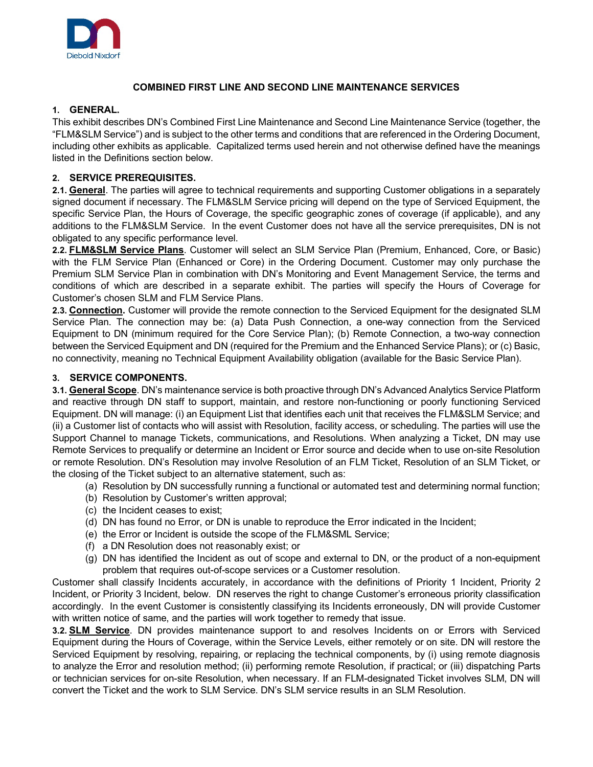# COMBINED FIRST LINE AND SECOND LINE MAINTENANCE SERVICES

## 1. GENERAL.

This exhibit describes DN's Combined First Line Maintenance and Second Line Maintenance Service (together, the "FLM&SLM Service") and is subject to the other terms and conditions that are referenced in the Ordering Document, including other exhibits as applicable. Capitalized terms used herein and not otherwise defined have the meanings listed in the Definitions section below.

## 2. SERVICE PREREQUISITES.

**2.1. General**. The parties will agree to technical requirements and supporting Customer obligations in a separately signed document if necessary. The FLM&SLM Service pricing will depend on the type of Serviced Equipment, the specific Service Plan, the Hours of Coverage, the specific geographic zones of coverage (if applicable), and any additions to the FLM&SLM Service. In the event Customer does not have all the service prerequisites, DN is not obligated to any specific performance level.

**2.2. FLM&SLM Service Plans**. Customer will select an SLM Service Plan (Premium, Enhanced, Core, or Basic) with the FLM Service Plan (Enhanced or Core) in the Ordering Document. Customer may only purchase the Premium SLM Service Plan in combination with DN's Monitoring and Event Management Service, the terms and conditions of which are described in a separate exhibit. The parties will specify the Hours of Coverage for Customer's chosen SLM and FLM Service Plans.

**2.3. Connection.** Customer will provide the remote connection to the Serviced Equipment for the designated SLM Service Plan. The connection may be: (a) Data Push Connection, a one-way connection from the Serviced Equipment to DN (minimum required for the Core Service Plan); (b) Remote Connection, a two-way connection between the Serviced Equipment and DN (required for the Premium and the Enhanced Service Plans); or (c) Basic, no connectivity, meaning no Technical Equipment Availability obligation (available for the Basic Service Plan).

## 3. SERVICE COMPONENTS.

**3.1. General Scope**. DN's maintenance service is both proactive through DN's Advanced Analytics Service Platform and reactive through DN staff to support, maintain, and restore non-functioning or poorly functioning Serviced Equipment. DN will manage: (i) an Equipment List that identifies each unit that receives the FLM&SLM Service; and (ii) a Customer list of contacts who will assist with Resolution, facility access, or scheduling. The parties will use the Support Channel to manage Tickets, communications, and Resolutions. When analyzing a Ticket, DN may use Remote Services to prequalify or determine an Incident or Error source and decide when to use on-site Resolution or remote Resolution. DN's Resolution may involve Resolution of an FLM Ticket, Resolution of an SLM Ticket, or the closing of the Ticket subject to an alternative statement, such as:

(a) Resolution by DN successfully running a functional or automated test and determining normal function;
(b) Resolution by Customer's written approval;
(c) the Incident ceases to exist;
(d) DN has found no Error, or DN is unable to reproduce the Error indicated in the Incident;
(e) the Error or Incident is outside the scope of the FLM&SML Service;
(f) a DN Resolution does not reasonably exist; or
(g) DN has identified the Incident as out of scope and external to DN, or the product of a non-equipment problem that requires out-of-scope services or a Customer resolution.

Customer shall classify Incidents accurately, in accordance with the definitions of Priority 1 Incident, Priority 2 Incident, or Priority 3 Incident, below. DN reserves the right to change Customer's erroneous priority classification accordingly. In the event Customer is consistently classifying its Incidents erroneously, DN will provide Customer with written notice of same, and the parties will work together to remedy that issue.

**3.2. SLM Service**. DN provides maintenance support to and resolves Incidents on or Errors with Serviced Equipment during the Hours of Coverage, within the Service Levels, either remotely or on site. DN will restore the Serviced Equipment by resolving, repairing, or replacing the technical components, by (i) using remote diagnosis to analyze the Error and resolution method; (ii) performing remote Resolution, if practical; or (iii) dispatching Parts or technician services for on-site Resolution, when necessary. If an FLM-designated Ticket involves SLM, DN will convert the Ticket and the work to SLM Service. DN's SLM service results in an SLM Resolution.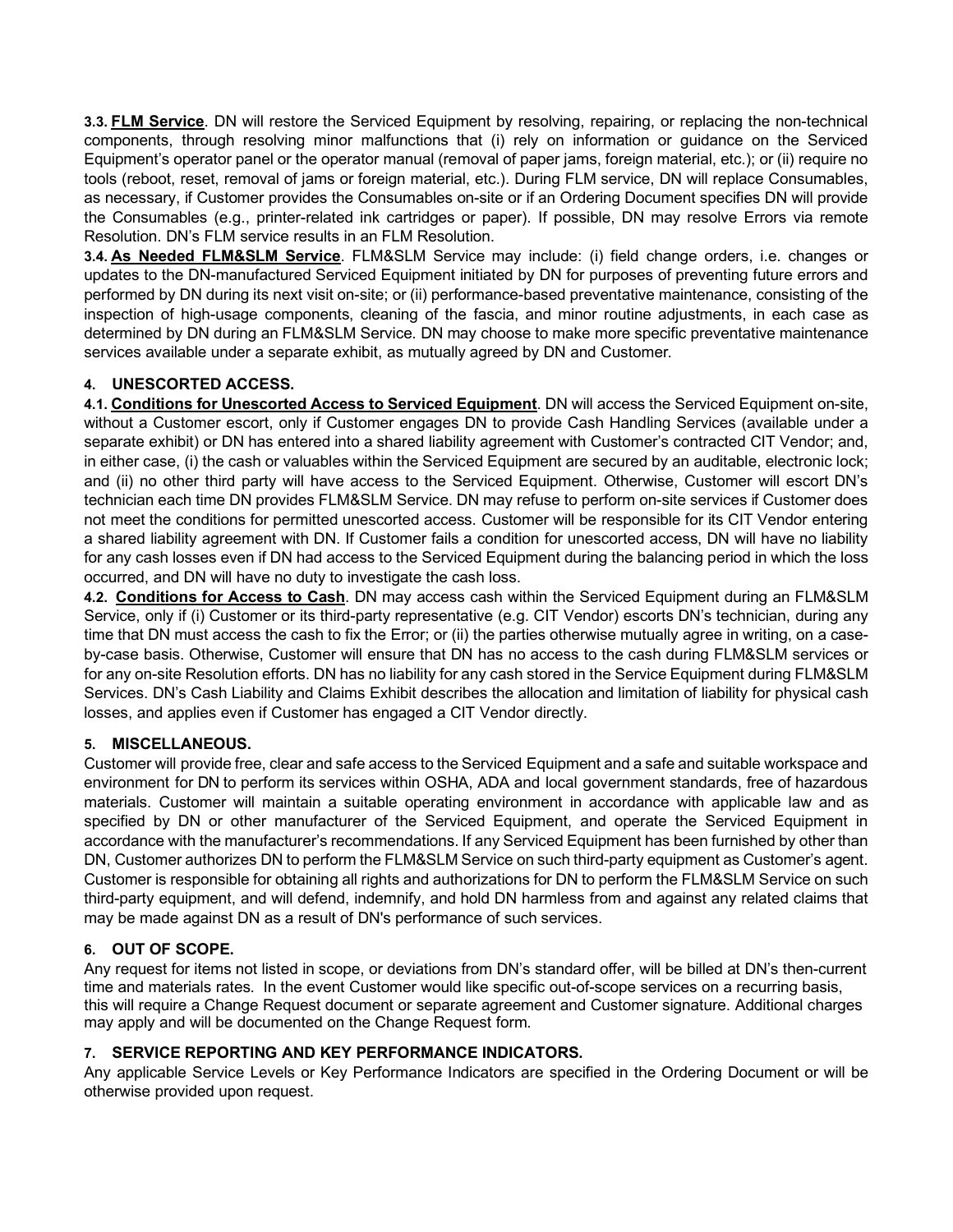**3.3. <u>FLM Service</u>**. DN will restore the Serviced Equipment by resolving, repairing, or replacing the non-technical components, through resolving minor malfunctions that (i) rely on information or guidance on the Serviced Equipment's operator panel or the operator manual (removal of paper jams, foreign material, etc.); or (ii) require no tools (reboot, reset, removal of jams or foreign material, etc.). During FLM service, DN will replace Consumables, as necessary, if Customer provides the Consumables on-site or if an Ordering Document specifies DN will provide the Consumables (e.g., printer-related ink cartridges or paper). If possible, DN may resolve Errors via remote Resolution. DN's FLM service results in an FLM Resolution.

**3.4. <u>As Needed FLM&SLM Service</u>**. FLM&SLM Service may include: (i) field change orders, i.e. changes or updates to the DN-manufactured Serviced Equipment initiated by DN for purposes of preventing future errors and performed by DN during its next visit on-site; or (ii) performance-based preventative maintenance, consisting of the inspection of high-usage components, cleaning of the fascia, and minor routine adjustments, in each case as determined by DN during an FLM&SLM Service. DN may choose to make more specific preventative maintenance services available under a separate exhibit, as mutually agreed by DN and Customer.

## 4. UNESCORTED ACCESS.

**4.1. <u>Conditions for Unescorted Access to Serviced Equipment</u>**. DN will access the Serviced Equipment on-site, without a Customer escort, only if Customer engages DN to provide Cash Handling Services (available under a separate exhibit) or DN has entered into a shared liability agreement with Customer's contracted CIT Vendor; and, in either case, (i) the cash or valuables within the Serviced Equipment are secured by an auditable, electronic lock; and (ii) no other third party will have access to the Serviced Equipment. Otherwise, Customer will escort DN's technician each time DN provides FLM&SLM Service. DN may refuse to perform on-site services if Customer does not meet the conditions for permitted unescorted access. Customer will be responsible for its CIT Vendor entering a shared liability agreement with DN. If Customer fails a condition for unescorted access, DN will have no liability for any cash losses even if DN had access to the Serviced Equipment during the balancing period in which the loss occurred, and DN will have no duty to investigate the cash loss.

**4.2. <u>Conditions for Access to Cash</u>**. DN may access cash within the Serviced Equipment during an FLM&SLM Service, only if (i) Customer or its third-party representative (e.g. CIT Vendor) escorts DN's technician, during any time that DN must access the cash to fix the Error; or (ii) the parties otherwise mutually agree in writing, on a case-by-case basis. Otherwise, Customer will ensure that DN has no access to the cash during FLM&SLM services or for any on-site Resolution efforts. DN has no liability for any cash stored in the Service Equipment during FLM&SLM Services. DN's Cash Liability and Claims Exhibit describes the allocation and limitation of liability for physical cash losses, and applies even if Customer has engaged a CIT Vendor directly.

## 5. MISCELLANEOUS.

Customer will provide free, clear and safe access to the Serviced Equipment and a safe and suitable workspace and environment for DN to perform its services within OSHA, ADA and local government standards, free of hazardous materials. Customer will maintain a suitable operating environment in accordance with applicable law and as specified by DN or other manufacturer of the Serviced Equipment, and operate the Serviced Equipment in accordance with the manufacturer's recommendations. If any Serviced Equipment has been furnished by other than DN, Customer authorizes DN to perform the FLM&SLM Service on such third-party equipment as Customer's agent. Customer is responsible for obtaining all rights and authorizations for DN to perform the FLM&SLM Service on such third-party equipment, and will defend, indemnify, and hold DN harmless from and against any related claims that may be made against DN as a result of DN's performance of such services.

## 6. OUT OF SCOPE.

Any request for items not listed in scope, or deviations from DN's standard offer, will be billed at DN's then-current time and materials rates. In the event Customer would like specific out-of-scope services on a recurring basis, this will require a Change Request document or separate agreement and Customer signature. Additional charges may apply and will be documented on the Change Request form.

## 7. SERVICE REPORTING AND KEY PERFORMANCE INDICATORS.

Any applicable Service Levels or Key Performance Indicators are specified in the Ordering Document or will be otherwise provided upon request.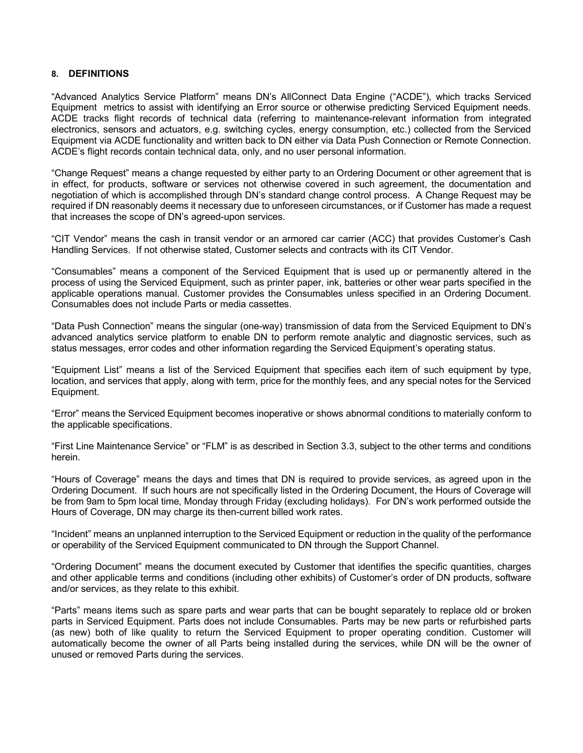## 8. DEFINITIONS

"Advanced Analytics Service Platform" means DN's AllConnect Data Engine ("ACDE"), which tracks Serviced Equipment metrics to assist with identifying an Error source or otherwise predicting Serviced Equipment needs. ACDE tracks flight records of technical data (referring to maintenance-relevant information from integrated electronics, sensors and actuators, e.g. switching cycles, energy consumption, etc.) collected from the Serviced Equipment via ACDE functionality and written back to DN either via Data Push Connection or Remote Connection. ACDE's flight records contain technical data, only, and no user personal information.

"Change Request" means a change requested by either party to an Ordering Document or other agreement that is in effect, for products, software or services not otherwise covered in such agreement, the documentation and negotiation of which is accomplished through DN's standard change control process. A Change Request may be required if DN reasonably deems it necessary due to unforeseen circumstances, or if Customer has made a request that increases the scope of DN's agreed-upon services.

"CIT Vendor" means the cash in transit vendor or an armored car carrier (ACC) that provides Customer's Cash Handling Services. If not otherwise stated, Customer selects and contracts with its CIT Vendor.

"Consumables" means a component of the Serviced Equipment that is used up or permanently altered in the process of using the Serviced Equipment, such as printer paper, ink, batteries or other wear parts specified in the applicable operations manual. Customer provides the Consumables unless specified in an Ordering Document. Consumables does not include Parts or media cassettes.

"Data Push Connection" means the singular (one-way) transmission of data from the Serviced Equipment to DN's advanced analytics service platform to enable DN to perform remote analytic and diagnostic services, such as status messages, error codes and other information regarding the Serviced Equipment's operating status.

"Equipment List" means a list of the Serviced Equipment that specifies each item of such equipment by type, location, and services that apply, along with term, price for the monthly fees, and any special notes for the Serviced Equipment.

"Error" means the Serviced Equipment becomes inoperative or shows abnormal conditions to materially conform to the applicable specifications.

"First Line Maintenance Service" or "FLM" is as described in Section 3.3, subject to the other terms and conditions herein.

"Hours of Coverage" means the days and times that DN is required to provide services, as agreed upon in the Ordering Document. If such hours are not specifically listed in the Ordering Document, the Hours of Coverage will be from 9am to 5pm local time, Monday through Friday (excluding holidays). For DN's work performed outside the Hours of Coverage, DN may charge its then-current billed work rates.

"Incident" means an unplanned interruption to the Serviced Equipment or reduction in the quality of the performance or operability of the Serviced Equipment communicated to DN through the Support Channel.

"Ordering Document" means the document executed by Customer that identifies the specific quantities, charges and other applicable terms and conditions (including other exhibits) of Customer's order of DN products, software and/or services, as they relate to this exhibit.

"Parts" means items such as spare parts and wear parts that can be bought separately to replace old or broken parts in Serviced Equipment. Parts does not include Consumables. Parts may be new parts or refurbished parts (as new) both of like quality to return the Serviced Equipment to proper operating condition. Customer will automatically become the owner of all Parts being installed during the services, while DN will be the owner of unused or removed Parts during the services.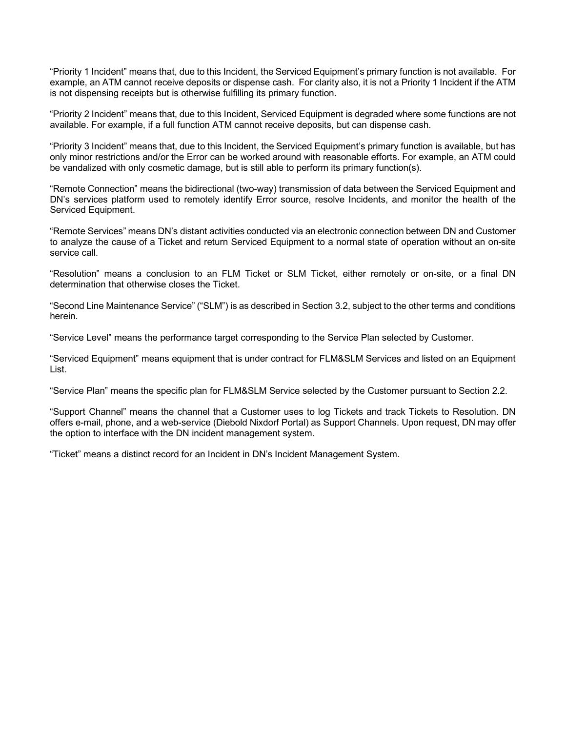"Priority 1 Incident" means that, due to this Incident, the Serviced Equipment's primary function is not available. For example, an ATM cannot receive deposits or dispense cash. For clarity also, it is not a Priority 1 Incident if the ATM is not dispensing receipts but is otherwise fulfilling its primary function.

"Priority 2 Incident" means that, due to this Incident, Serviced Equipment is degraded where some functions are not available. For example, if a full function ATM cannot receive deposits, but can dispense cash.

"Priority 3 Incident" means that, due to this Incident, the Serviced Equipment's primary function is available, but has only minor restrictions and/or the Error can be worked around with reasonable efforts. For example, an ATM could be vandalized with only cosmetic damage, but is still able to perform its primary function(s).

"Remote Connection" means the bidirectional (two-way) transmission of data between the Serviced Equipment and DN's services platform used to remotely identify Error source, resolve Incidents, and monitor the health of the Serviced Equipment.

"Remote Services" means DN's distant activities conducted via an electronic connection between DN and Customer to analyze the cause of a Ticket and return Serviced Equipment to a normal state of operation without an on-site service call.

"Resolution" means a conclusion to an FLM Ticket or SLM Ticket, either remotely or on-site, or a final DN determination that otherwise closes the Ticket.

"Second Line Maintenance Service" ("SLM") is as described in Section 3.2, subject to the other terms and conditions herein.

"Service Level" means the performance target corresponding to the Service Plan selected by Customer.

"Serviced Equipment" means equipment that is under contract for FLM&SLM Services and listed on an Equipment List.

"Service Plan" means the specific plan for FLM&SLM Service selected by the Customer pursuant to Section 2.2.

"Support Channel" means the channel that a Customer uses to log Tickets and track Tickets to Resolution. DN offers e-mail, phone, and a web-service (Diebold Nixdorf Portal) as Support Channels. Upon request, DN may offer the option to interface with the DN incident management system.

"Ticket" means a distinct record for an Incident in DN's Incident Management System.